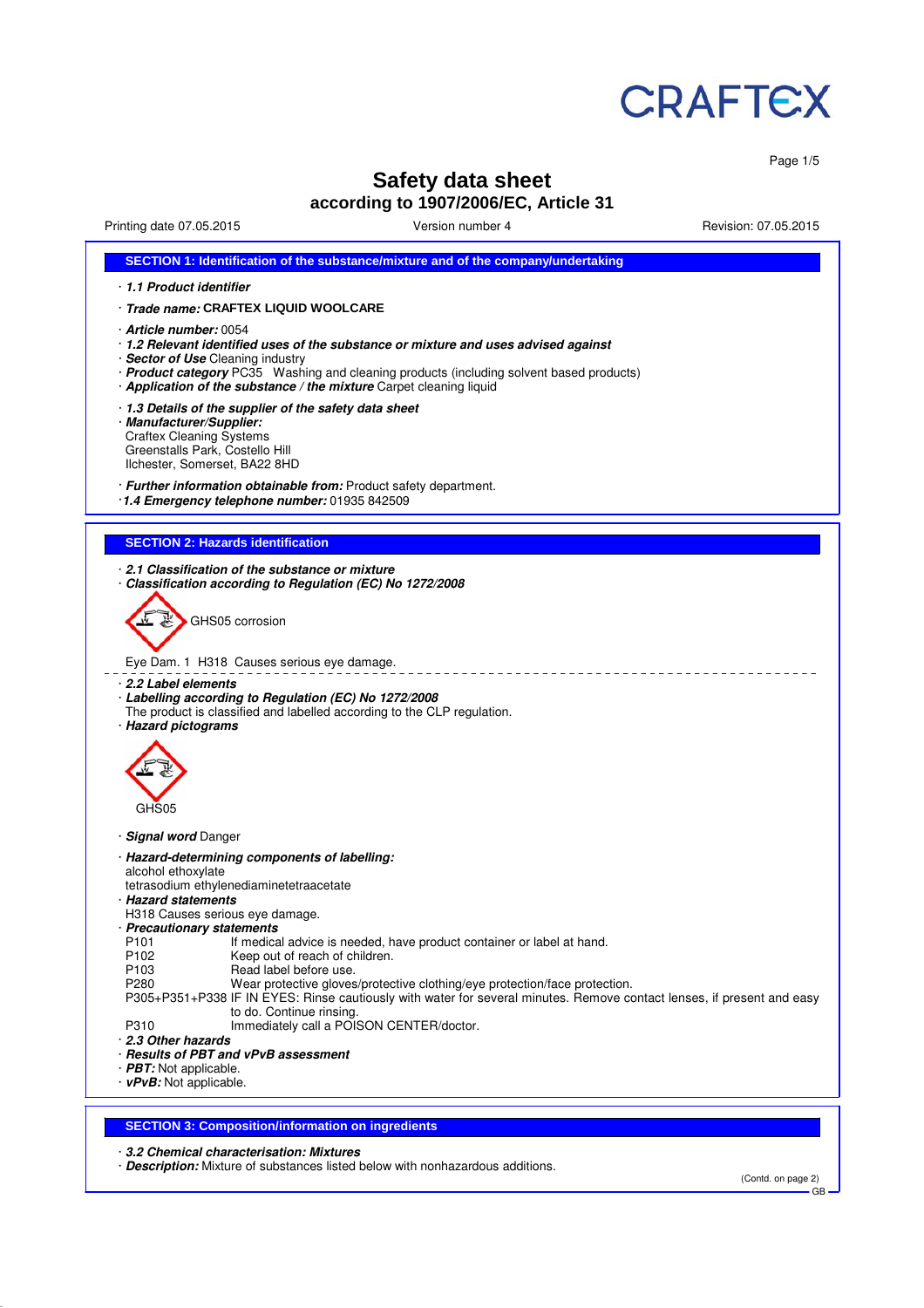CRAFTEX

# Safety data sheet
## according to 1907/2006/EC, Article 31

Printing date 07.05.2015 Version number 4 Revision: 07.05.2015

## SECTION 1: Identification of the substance/mixture and of the company/undertaking

· ***1.1 Product identifier***

· ***Trade name:*** **CRAFTEX LIQUID WOOLCARE**

· ***Article number:*** 0054
· ***1.2 Relevant identified uses of the substance or mixture and uses advised against***
· ***Sector of Use*** Cleaning industry
· ***Product category*** PC35 Washing and cleaning products (including solvent based products)
· ***Application of the substance / the mixture*** Carpet cleaning liquid

· ***1.3 Details of the supplier of the safety data sheet***
· ***Manufacturer/Supplier:***
Craftex Cleaning Systems
Greenstalls Park, Costello Hill
Ilchester, Somerset, BA22 8HD

· ***Further information obtainable from:*** Product safety department.
· ***1.4 Emergency telephone number:*** 01935 842509

## SECTION 2: Hazards identification

· ***2.1 Classification of the substance or mixture***
· ***Classification according to Regulation (EC) No 1272/2008***

GHS05 corrosion

Eye Dam. 1 H318 Causes serious eye damage.

· ***2.2 Label elements***
· ***Labelling according to Regulation (EC) No 1272/2008***
The product is classified and labelled according to the CLP regulation.
· ***Hazard pictograms***

GHS05

· ***Signal word*** Danger

· ***Hazard-determining components of labelling:***
alcohol ethoxylate
tetrasodium ethylenediaminetetraacetate
· ***Hazard statements***
H318 Causes serious eye damage.
· ***Precautionary statements***

| | |
|---|---|
| P101 | If medical advice is needed, have product container or label at hand. |
| P102 | Keep out of reach of children. |
| P103 | Read label before use. |
| P280 | Wear protective gloves/protective clothing/eye protection/face protection. |
| P305+P351+P338 | IF IN EYES: Rinse cautiously with water for several minutes. Remove contact lenses, if present and easy to do. Continue rinsing. |
| P310 | Immediately call a POISON CENTER/doctor. |

· ***2.3 Other hazards***
· ***Results of PBT and vPvB assessment***
· ***PBT:*** Not applicable.
· ***vPvB:*** Not applicable.

## SECTION 3: Composition/information on ingredients

· ***3.2 Chemical characterisation: Mixtures***
· ***Description:*** Mixture of substances listed below with nonhazardous additions.

(Contd. on page 2)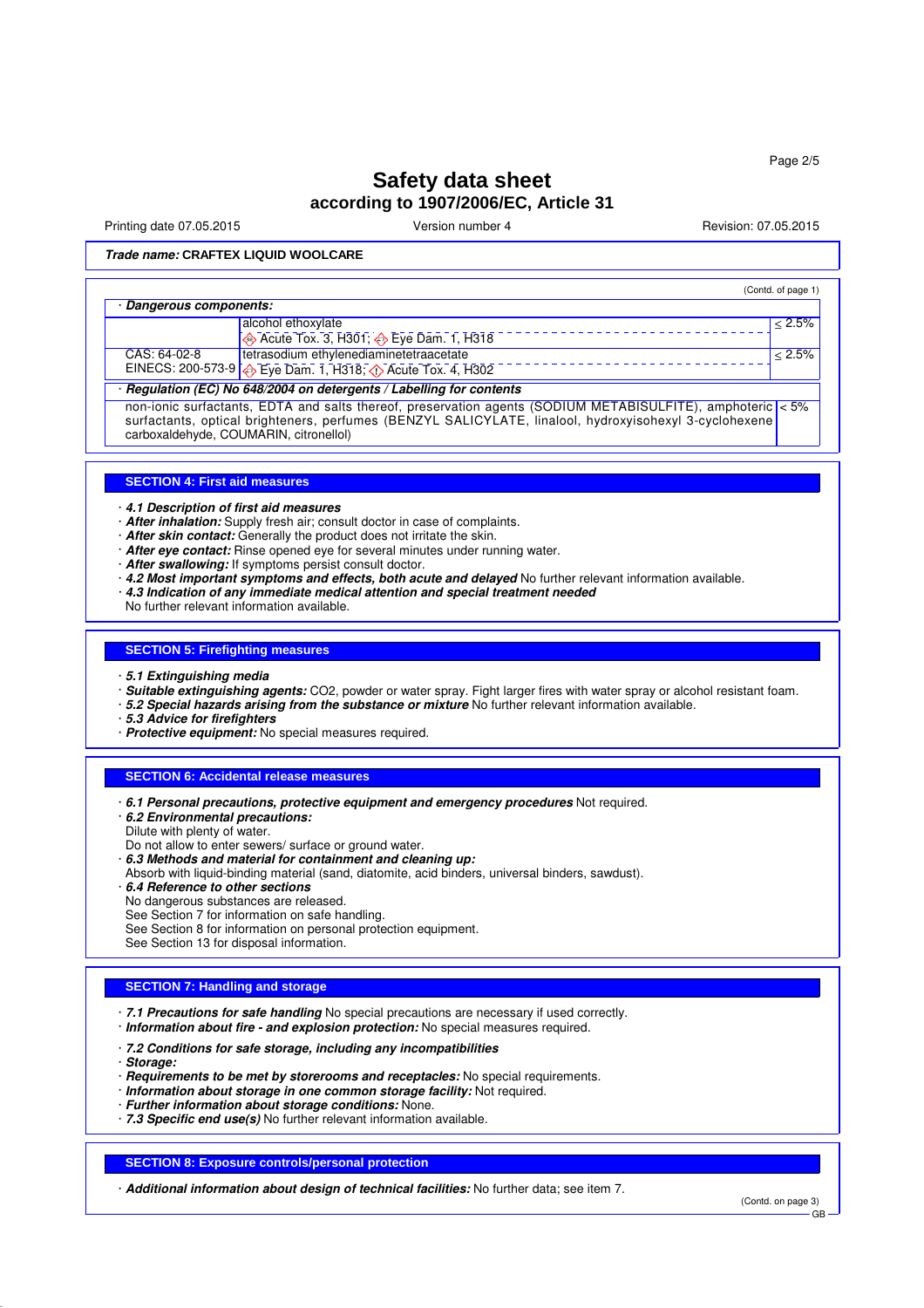**Trade name: CRAFTEX LIQUID WOOLCARE**

(Contd. of page 1)

· **Dangerous components:**

| | | |
|---|---|---|
| | alcohol ethoxylate<br>Acute Tox. 3, H301; Eye Dam. 1, H318 | ≤ 2.5% |
| CAS: 64-02-8<br>EINECS: 200-573-9 | tetrasodium ethylenediaminetetraacetate<br>Eye Dam. 1, H318; Acute Tox. 4, H302 | ≤ 2.5% |

· **Regulation (EC) No 648/2004 on detergents / Labelling for contents**

| | |
|---|---|
| non-ionic surfactants, EDTA and salts thereof, preservation agents (SODIUM METABISULFITE), amphoteric surfactants, optical brighteners, perfumes (BENZYL SALICYLATE, linalool, hydroxyisohexyl 3-cyclohexene carboxaldehyde, COUMARIN, citronellol) | < 5% |

## SECTION 4: First aid measures

· **4.1 Description of first aid measures**
· **After inhalation:** Supply fresh air; consult doctor in case of complaints.
· **After skin contact:** Generally the product does not irritate the skin.
· **After eye contact:** Rinse opened eye for several minutes under running water.
· **After swallowing:** If symptoms persist consult doctor.
· **4.2 Most important symptoms and effects, both acute and delayed** No further relevant information available.
· **4.3 Indication of any immediate medical attention and special treatment needed**
No further relevant information available.

## SECTION 5: Firefighting measures

· **5.1 Extinguishing media**
· **Suitable extinguishing agents:** $CO_2$, powder or water spray. Fight larger fires with water spray or alcohol resistant foam.
· **5.2 Special hazards arising from the substance or mixture** No further relevant information available.
· **5.3 Advice for firefighters**
· **Protective equipment:** No special measures required.

## SECTION 6: Accidental release measures

· **6.1 Personal precautions, protective equipment and emergency procedures** Not required.
· **6.2 Environmental precautions:**
Dilute with plenty of water.
Do not allow to enter sewers/ surface or ground water.
· **6.3 Methods and material for containment and cleaning up:**
Absorb with liquid-binding material (sand, diatomite, acid binders, universal binders, sawdust).
· **6.4 Reference to other sections**
No dangerous substances are released.
See Section 7 for information on safe handling.
See Section 8 for information on personal protection equipment.
See Section 13 for disposal information.

## SECTION 7: Handling and storage

· **7.1 Precautions for safe handling** No special precautions are necessary if used correctly.
· **Information about fire - and explosion protection:** No special measures required.

· **7.2 Conditions for safe storage, including any incompatibilities**
· **Storage:**
· **Requirements to be met by storerooms and receptacles:** No special requirements.
· **Information about storage in one common storage facility:** Not required.
· **Further information about storage conditions:** None.
· **7.3 Specific end use(s)** No further relevant information available.

## SECTION 8: Exposure controls/personal protection

· **Additional information about design of technical facilities:** No further data; see item 7.

(Contd. on page 3)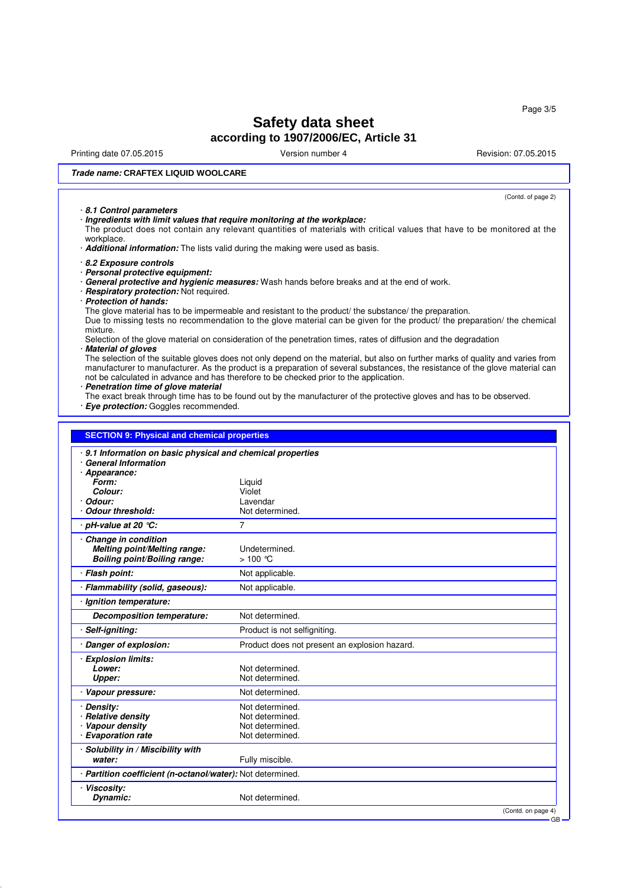# Safety data sheet

## according to 1907/2006/EC, Article 31

Printing date 07.05.2015 | Version number 4 | Revision: 07.05.2015

***Trade name:* CRAFTEX LIQUID WOOLCARE**

(Contd. of page 2)

· ***8.1 Control parameters***

· ***Ingredients with limit values that require monitoring at the workplace:***

The product does not contain any relevant quantities of materials with critical values that have to be monitored at the workplace.

· ***Additional information:*** The lists valid during the making were used as basis.

· ***8.2 Exposure controls***

· ***Personal protective equipment:***

· ***General protective and hygienic measures:*** Wash hands before breaks and at the end of work.

· ***Respiratory protection:*** Not required.

· ***Protection of hands:***

The glove material has to be impermeable and resistant to the product/ the substance/ the preparation.

Due to missing tests no recommendation to the glove material can be given for the product/ the preparation/ the chemical mixture.

Selection of the glove material on consideration of the penetration times, rates of diffusion and the degradation

· ***Material of gloves***

The selection of the suitable gloves does not only depend on the material, but also on further marks of quality and varies from manufacturer to manufacturer. As the product is a preparation of several substances, the resistance of the glove material can not be calculated in advance and has therefore to be checked prior to the application.

· ***Penetration time of glove material***

The exact break through time has to be found out by the manufacturer of the protective gloves and has to be observed.

· ***Eye protection:*** Goggles recommended.

## SECTION 9: Physical and chemical properties

· ***9.1 Information on basic physical and chemical properties***

| | |
|---|---|
| · ***General Information*** | |
| · ***Appearance:*** | |
| ***Form:*** | Liquid |
| ***Colour:*** | Violet |
| · ***Odour:*** | Lavendar |
| · ***Odour threshold:*** | Not determined. |
| · ***pH-value at 20 °C:*** | 7 |
| · ***Change in condition*** | |
| ***Melting point/Melting range:*** | Undetermined. |
| ***Boiling point/Boiling range:*** | > 100 °C |
| · ***Flash point:*** | Not applicable. |
| · ***Flammability (solid, gaseous):*** | Not applicable. |
| · ***Ignition temperature:*** | |
| ***Decomposition temperature:*** | Not determined. |
| · ***Self-igniting:*** | Product is not selfigniting. |
| · ***Danger of explosion:*** | Product does not present an explosion hazard. |
| · ***Explosion limits:*** | |
| ***Lower:*** | Not determined. |
| ***Upper:*** | Not determined. |
| · ***Vapour pressure:*** | Not determined. |
| · ***Density:*** | Not determined. |
| · ***Relative density*** | Not determined. |
| · ***Vapour density*** | Not determined. |
| · ***Evaporation rate*** | Not determined. |
| · ***Solubility in / Miscibility with water:*** | Fully miscible. |
| · ***Partition coefficient (n-octanol/water):*** | Not determined. |
| · ***Viscosity:*** | |
| ***Dynamic:*** | Not determined. |

(Contd. on page 4)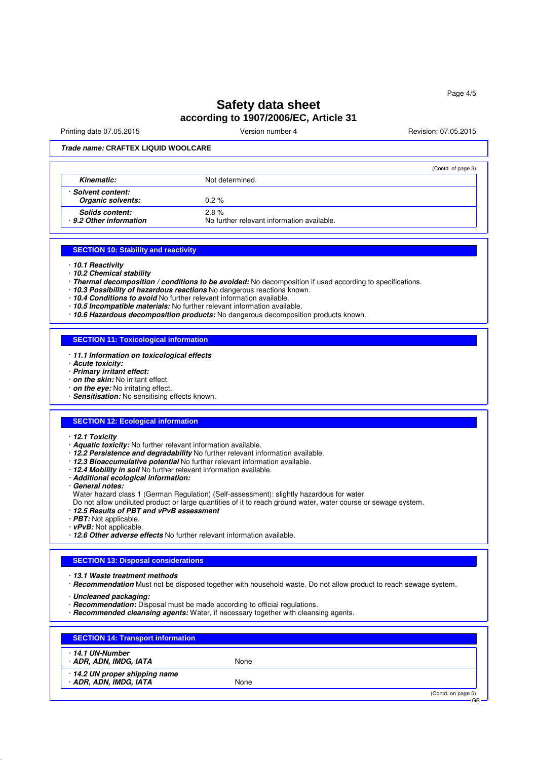# Safety data sheet
## according to 1907/2006/EC, Article 31

Printing date 07.05.2015 | Version number 4 | Revision: 07.05.2015

***Trade name:*** **CRAFTEX LIQUID WOOLCARE**

(Contd. of page 3)

| | |
|---|---|
| ***Kinematic:*** | Not determined. |
| · ***Solvent content:*** ***Organic solvents:*** | 0.2 % |
| ***Solids content:*** | 2.8 % |
| · ***9.2 Other information*** | No further relevant information available. |

## SECTION 10: Stability and reactivity

· ***10.1 Reactivity***
· ***10.2 Chemical stability***
· ***Thermal decomposition / conditions to be avoided:*** No decomposition if used according to specifications.
· ***10.3 Possibility of hazardous reactions*** No dangerous reactions known.
· ***10.4 Conditions to avoid*** No further relevant information available.
· ***10.5 Incompatible materials:*** No further relevant information available.
· ***10.6 Hazardous decomposition products:*** No dangerous decomposition products known.

## SECTION 11: Toxicological information

· ***11.1 Information on toxicological effects***
· ***Acute toxicity:***
· ***Primary irritant effect:***
· ***on the skin:*** No irritant effect.
· ***on the eye:*** No irritating effect.
· ***Sensitisation:*** No sensitising effects known.

## SECTION 12: Ecological information

· ***12.1 Toxicity***
· ***Aquatic toxicity:*** No further relevant information available.
· ***12.2 Persistence and degradability*** No further relevant information available.
· ***12.3 Bioaccumulative potential*** No further relevant information available.
· ***12.4 Mobility in soil*** No further relevant information available.
· ***Additional ecological information:***
· ***General notes:***
Water hazard class 1 (German Regulation) (Self-assessment): slightly hazardous for water
Do not allow undiluted product or large quantities of it to reach ground water, water course or sewage system.
· ***12.5 Results of PBT and vPvB assessment***
· ***PBT:*** Not applicable.
· ***vPvB:*** Not applicable.
· ***12.6 Other adverse effects*** No further relevant information available.

## SECTION 13: Disposal considerations

· ***13.1 Waste treatment methods***
· ***Recommendation*** Must not be disposed together with household waste. Do not allow product to reach sewage system.

· ***Uncleaned packaging:***
· ***Recommendation:*** Disposal must be made according to official regulations.
· ***Recommended cleansing agents:*** Water, if necessary together with cleansing agents.

## SECTION 14: Transport information

| | |
|---|---|
| · ***14.1 UN-Number*** · ***ADR, ADN, IMDG, IATA*** | None |
| · ***14.2 UN proper shipping name*** · ***ADR, ADN, IMDG, IATA*** | None |

(Contd. on page 5)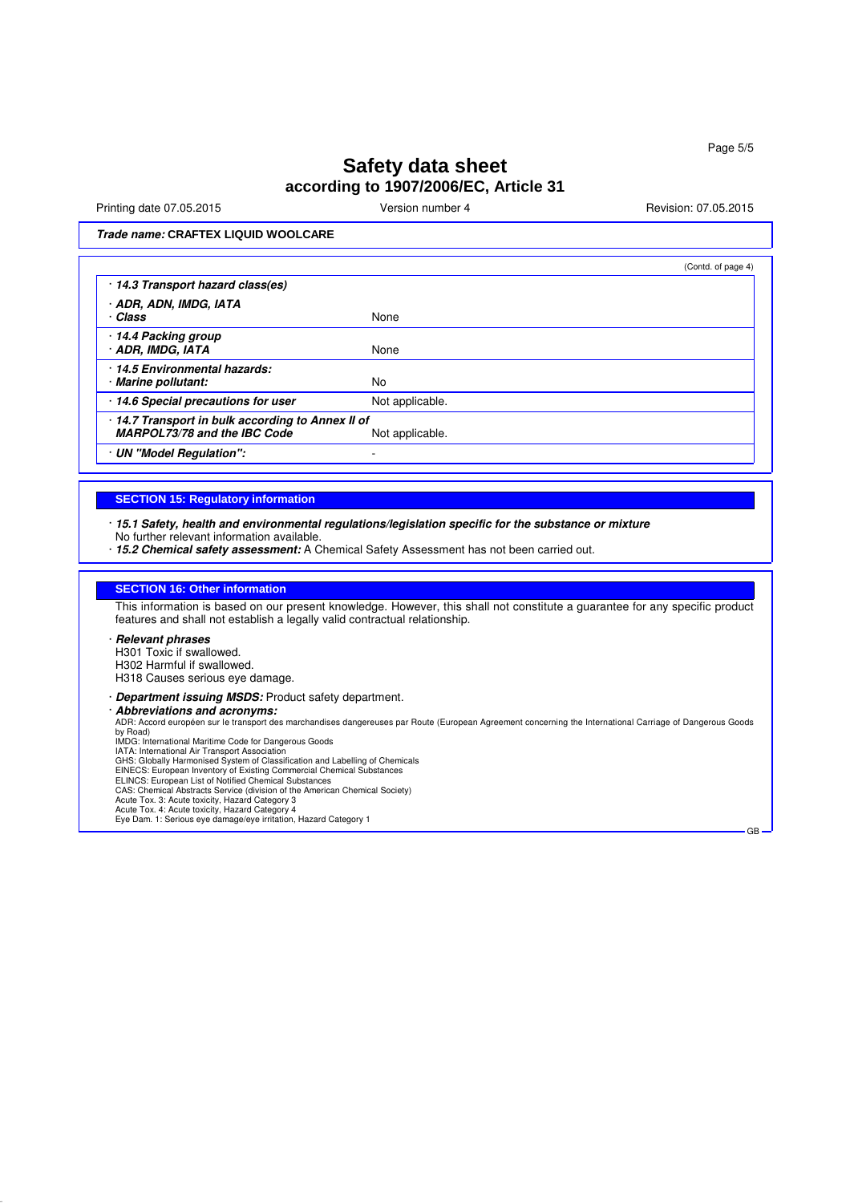# Safety data sheet

## according to 1907/2006/EC, Article 31

Printing date 07.05.2015 Version number 4 Revision: 07.05.2015

***Trade name:*** **CRAFTEX LIQUID WOOLCARE**

(Contd. of page 4)

| | |
|---|---|
| · ***14.3 Transport hazard class(es)*** | |
| · ***ADR, ADN, IMDG, IATA*** | |
| · ***Class*** | None |
| · ***14.4 Packing group*** | |
| · ***ADR, IMDG, IATA*** | None |
| · ***14.5 Environmental hazards:*** | |
| · ***Marine pollutant:*** | No |
| · ***14.6 Special precautions for user*** | Not applicable. |
| · ***14.7 Transport in bulk according to Annex II of MARPOL73/78 and the IBC Code*** | Not applicable. |
| · ***UN "Model Regulation":*** | - |

## SECTION 15: Regulatory information

· ***15.1 Safety, health and environmental regulations/legislation specific for the substance or mixture***
No further relevant information available.
· ***15.2 Chemical safety assessment:*** A Chemical Safety Assessment has not been carried out.

## SECTION 16: Other information

This information is based on our present knowledge. However, this shall not constitute a guarantee for any specific product features and shall not establish a legally valid contractual relationship.

· ***Relevant phrases***
H301 Toxic if swallowed.
H302 Harmful if swallowed.
H318 Causes serious eye damage.

· ***Department issuing MSDS:*** Product safety department.
· ***Abbreviations and acronyms:***
ADR: Accord européen sur le transport des marchandises dangereuses par Route (European Agreement concerning the International Carriage of Dangerous Goods by Road)
IMDG: International Maritime Code for Dangerous Goods
IATA: International Air Transport Association
GHS: Globally Harmonised System of Classification and Labelling of Chemicals
EINECS: European Inventory of Existing Commercial Chemical Substances
ELINCS: European List of Notified Chemical Substances
CAS: Chemical Abstracts Service (division of the American Chemical Society)
Acute Tox. 3: Acute toxicity, Hazard Category 3
Acute Tox. 4: Acute toxicity, Hazard Category 4
Eye Dam. 1: Serious eye damage/eye irritation, Hazard Category 1

GB